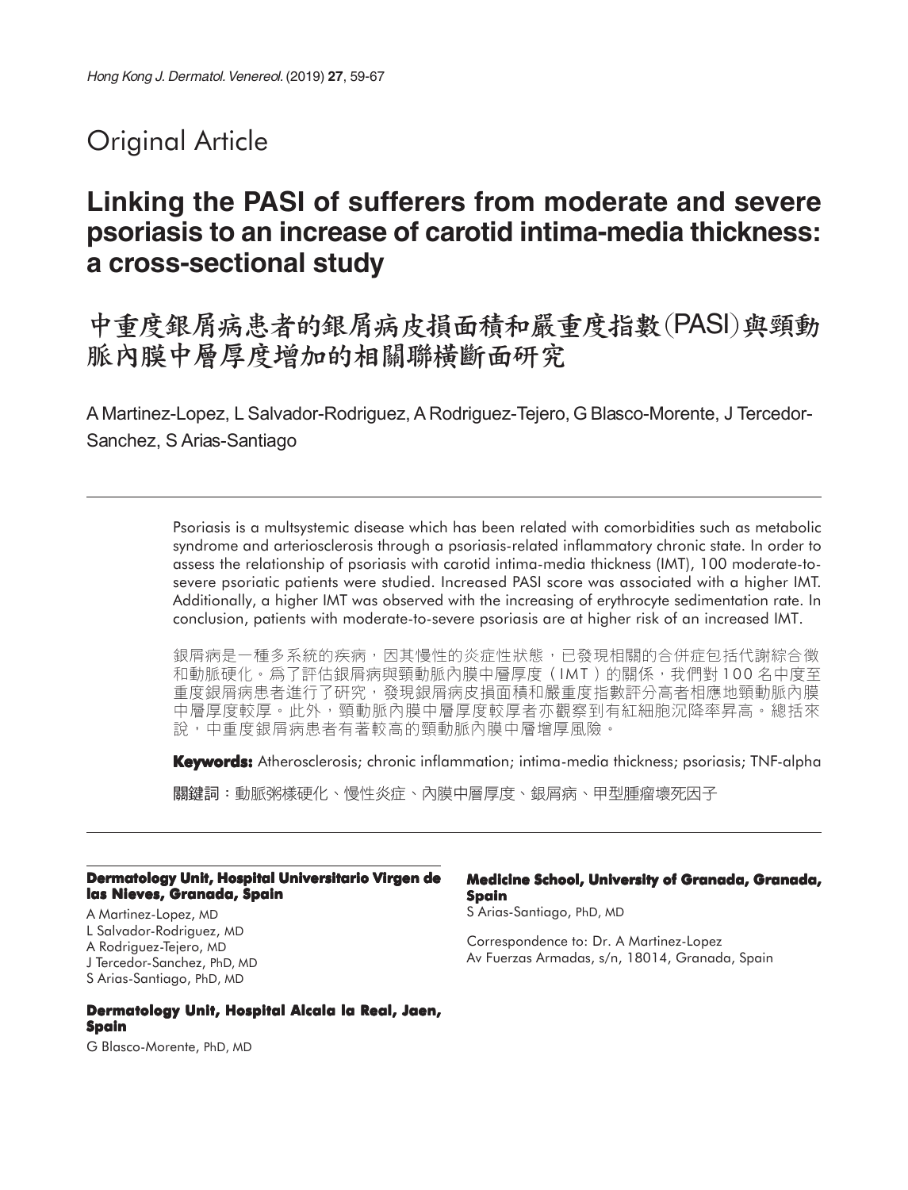Original Article

# Linking the PASI of sufferers from moderate and severe psoriasis to an increase of carotid intima-media thickness: a cross-sectional study

# 中重度銀屑病患者的銀屑病皮損面積和嚴重度指數(PASI)與頸動脈內膜中層厚度增加的相關聯橫斷面研究

A Martinez-Lopez, L Salvador-Rodriguez, A Rodriguez-Tejero, G Blasco-Morente, J Tercedor-Sanchez, S Arias-Santiago

---

Psoriasis is a multsystemic disease which has been related with comorbidities such as metabolic syndrome and arteriosclerosis through a psoriasis-related inflammatory chronic state. In order to assess the relationship of psoriasis with carotid intima-media thickness (IMT), 100 moderate-to-severe psoriatic patients were studied. Increased PASI score was associated with a higher IMT. Additionally, a higher IMT was observed with the increasing of erythrocyte sedimentation rate. In conclusion, patients with moderate-to-severe psoriasis are at higher risk of an increased IMT.

銀屑病是一種多系統的疾病，因其慢性的炎症性狀態，已發現相關的合併症包括代謝綜合徵和動脈硬化。爲了評估銀屑病與頸動脈內膜中層厚度（IMT）的關係，我們對100名中度至重度銀屑病患者進行了研究，發現銀屑病皮損面積和嚴重度指數評分高者相應地頸動脈內膜中層厚度較厚。此外，頸動脈內膜中層厚度較厚者亦觀察到有紅細胞沉降率昇高。總括來說，中重度銀屑病患者有著較高的頸動脈內膜中層增厚風險。

**Keywords:** Atherosclerosis; chronic inflammation; intima-media thickness; psoriasis; TNF-alpha

**關鍵詞**：動脈粥樣硬化、慢性炎症、內膜中層厚度、銀屑病、甲型腫瘤壞死因子

---

**Dermatology Unit, Hospital Universitario Virgen de las Nieves, Granada, Spain**

A Martinez-Lopez, MD
L Salvador-Rodriguez, MD
A Rodriguez-Tejero, MD
J Tercedor-Sanchez, PhD, MD
S Arias-Santiago, PhD, MD

**Dermatology Unit, Hospital Alcala la Real, Jaen, Spain**

G Blasco-Morente, PhD, MD

**Medicine School, University of Granada, Granada, Spain**

S Arias-Santiago, PhD, MD

Correspondence to: Dr. A Martinez-Lopez
Av Fuerzas Armadas, s/n, 18014, Granada, Spain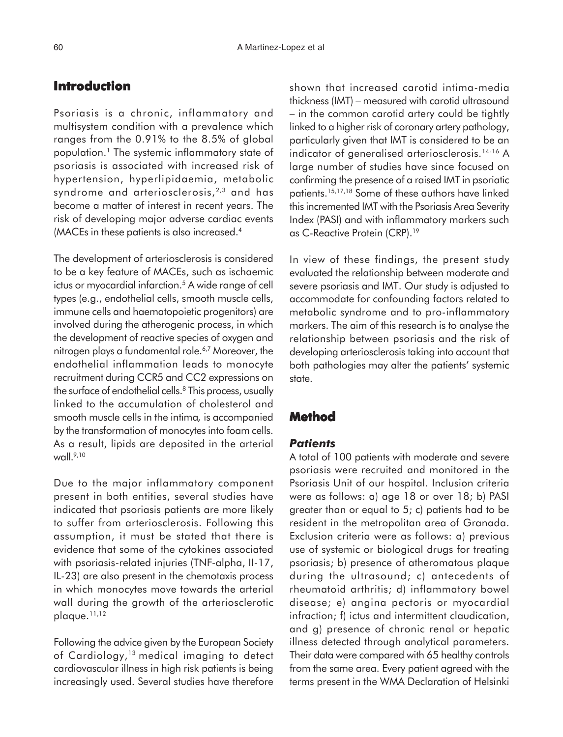## Introduction

Psoriasis is a chronic, inflammatory and multisystem condition with a prevalence which ranges from the 0.91% to the 8.5% of global population.[1] The systemic inflammatory state of psoriasis is associated with increased risk of hypertension, hyperlipidaemia, metabolic syndrome and arteriosclerosis,[2,3] and has become a matter of interest in recent years. The risk of developing major adverse cardiac events (MACEs in these patients is also increased.[4]

The development of arteriosclerosis is considered to be a key feature of MACEs, such as ischaemic ictus or myocardial infarction.[5] A wide range of cell types (e.g., endothelial cells, smooth muscle cells, immune cells and haematopoietic progenitors) are involved during the atherogenic process, in which the development of reactive species of oxygen and nitrogen plays a fundamental role.[6,7] Moreover, the endothelial inflammation leads to monocyte recruitment during CCR5 and CC2 expressions on the surface of endothelial cells.[8] This process, usually linked to the accumulation of cholesterol and smooth muscle cells in the intima, is accompanied by the transformation of monocytes into foam cells. As a result, lipids are deposited in the arterial wall.[9,10]

Due to the major inflammatory component present in both entities, several studies have indicated that psoriasis patients are more likely to suffer from arteriosclerosis. Following this assumption, it must be stated that there is evidence that some of the cytokines associated with psoriasis-related injuries (TNF-alpha, Il-17, IL-23) are also present in the chemotaxis process in which monocytes move towards the arterial wall during the growth of the arteriosclerotic plaque.[11,12]

Following the advice given by the European Society of Cardiology,[13] medical imaging to detect cardiovascular illness in high risk patients is being increasingly used. Several studies have therefore shown that increased carotid intima-media thickness (IMT) – measured with carotid ultrasound – in the common carotid artery could be tightly linked to a higher risk of coronary artery pathology, particularly given that IMT is considered to be an indicator of generalised arteriosclerosis.[14-16] A large number of studies have since focused on confirming the presence of a raised IMT in psoriatic patients.[15,17,18] Some of these authors have linked this incremented IMT with the Psoriasis Area Severity Index (PASI) and with inflammatory markers such as C-Reactive Protein (CRP).[19]

In view of these findings, the present study evaluated the relationship between moderate and severe psoriasis and IMT. Our study is adjusted to accommodate for confounding factors related to metabolic syndrome and to pro-inflammatory markers. The aim of this research is to analyse the relationship between psoriasis and the risk of developing arteriosclerosis taking into account that both pathologies may alter the patients' systemic state.

## Method

### *Patients*

A total of 100 patients with moderate and severe psoriasis were recruited and monitored in the Psoriasis Unit of our hospital. Inclusion criteria were as follows: a) age 18 or over 18; b) PASI greater than or equal to 5; c) patients had to be resident in the metropolitan area of Granada. Exclusion criteria were as follows: a) previous use of systemic or biological drugs for treating psoriasis; b) presence of atheromatous plaque during the ultrasound; c) antecedents of rheumatoid arthritis; d) inflammatory bowel disease; e) angina pectoris or myocardial infraction; f) ictus and intermittent claudication, and g) presence of chronic renal or hepatic illness detected through analytical parameters. Their data were compared with 65 healthy controls from the same area. Every patient agreed with the terms present in the WMA Declaration of Helsinki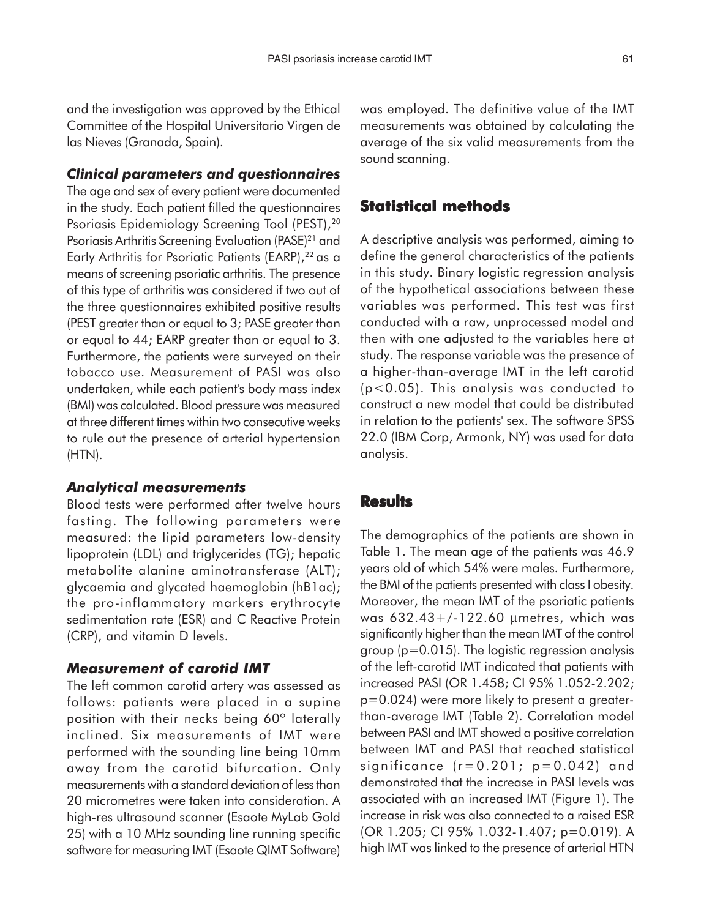and the investigation was approved by the Ethical Committee of the Hospital Universitario Virgen de las Nieves (Granada, Spain).

### *Clinical parameters and questionnaires*

The age and sex of every patient were documented in the study. Each patient filled the questionnaires Psoriasis Epidemiology Screening Tool (PEST),[20] Psoriasis Arthritis Screening Evaluation (PASE)[21] and Early Arthritis for Psoriatic Patients (EARP),[22] as a means of screening psoriatic arthritis. The presence of this type of arthritis was considered if two out of the three questionnaires exhibited positive results (PEST greater than or equal to 3; PASE greater than or equal to 44; EARP greater than or equal to 3. Furthermore, the patients were surveyed on their tobacco use. Measurement of PASI was also undertaken, while each patient's body mass index (BMI) was calculated. Blood pressure was measured at three different times within two consecutive weeks to rule out the presence of arterial hypertension (HTN).

### *Analytical measurements*

Blood tests were performed after twelve hours fasting. The following parameters were measured: the lipid parameters low-density lipoprotein (LDL) and triglycerides (TG); hepatic metabolite alanine aminotransferase (ALT); glycaemia and glycated haemoglobin (hB1ac); the pro-inflammatory markers erythrocyte sedimentation rate (ESR) and C Reactive Protein (CRP), and vitamin D levels.

### *Measurement of carotid IMT*

The left common carotid artery was assessed as follows: patients were placed in a supine position with their necks being 60° laterally inclined. Six measurements of IMT were performed with the sounding line being 10mm away from the carotid bifurcation. Only measurements with a standard deviation of less than 20 micrometres were taken into consideration. A high-res ultrasound scanner (Esaote MyLab Gold 25) with a 10 MHz sounding line running specific software for measuring IMT (Esaote QIMT Software) was employed. The definitive value of the IMT measurements was obtained by calculating the average of the six valid measurements from the sound scanning.

## Statistical methods

A descriptive analysis was performed, aiming to define the general characteristics of the patients in this study. Binary logistic regression analysis of the hypothetical associations between these variables was performed. This test was first conducted with a raw, unprocessed model and then with one adjusted to the variables here at study. The response variable was the presence of a higher-than-average IMT in the left carotid ($p<0.05$). This analysis was conducted to construct a new model that could be distributed in relation to the patients' sex. The software SPSS 22.0 (IBM Corp, Armonk, NY) was used for data analysis.

## Results

The demographics of the patients are shown in Table 1. The mean age of the patients was 46.9 years old of which 54% were males. Furthermore, the BMI of the patients presented with class I obesity. Moreover, the mean IMT of the psoriatic patients was $632.43+/-122.60$ µmetres, which was significantly higher than the mean IMT of the control group ($p=0.015$). The logistic regression analysis of the left-carotid IMT indicated that patients with increased PASI (OR 1.458; CI 95% 1.052-2.202; $p=0.024$) were more likely to present a greater-than-average IMT (Table 2). Correlation model between PASI and IMT showed a positive correlation between IMT and PASI that reached statistical significance ($r=0.201$; $p=0.042$) and demonstrated that the increase in PASI levels was associated with an increased IMT (Figure 1). The increase in risk was also connected to a raised ESR (OR 1.205; CI 95% 1.032-1.407; $p=0.019$). A high IMT was linked to the presence of arterial HTN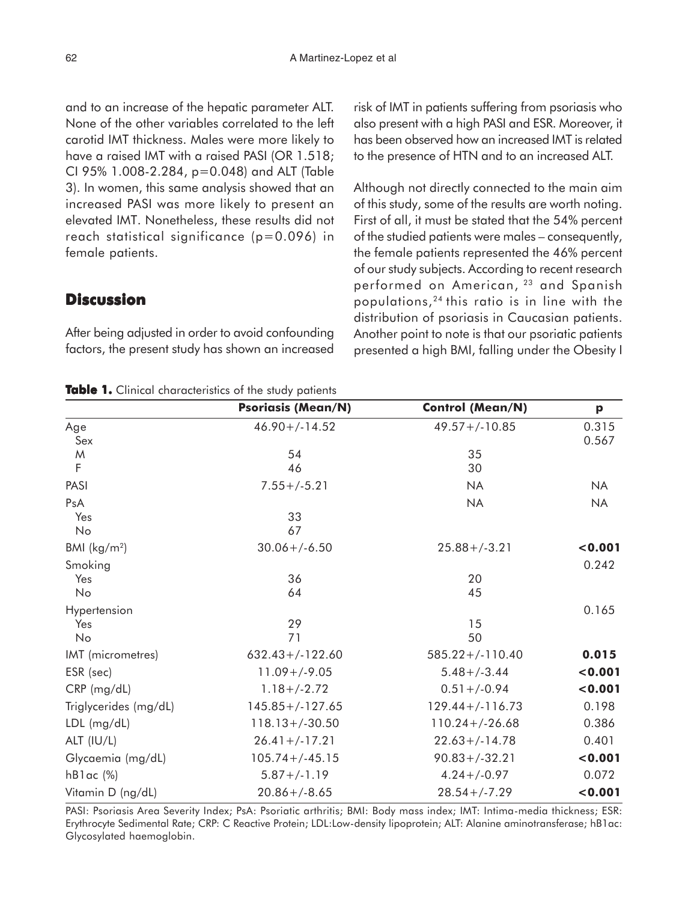and to an increase of the hepatic parameter ALT. None of the other variables correlated to the left carotid IMT thickness. Males were more likely to have a raised IMT with a raised PASI (OR 1.518; CI 95% 1.008-2.284, p=0.048) and ALT (Table 3). In women, this same analysis showed that an increased PASI was more likely to present an elevated IMT. Nonetheless, these results did not reach statistical significance (p=0.096) in female patients.

## Discussion

After being adjusted in order to avoid confounding factors, the present study has shown an increased risk of IMT in patients suffering from psoriasis who also present with a high PASI and ESR. Moreover, it has been observed how an increased IMT is related to the presence of HTN and to an increased ALT.

Although not directly connected to the main aim of this study, some of the results are worth noting. First of all, it must be stated that the 54% percent of the studied patients were males – consequently, the female patients represented the 46% percent of our study subjects. According to recent research performed on American, [23] and Spanish populations,[24] this ratio is in line with the distribution of psoriasis in Caucasian patients. Another point to note is that our psoriatic patients presented a high BMI, falling under the Obesity I

**Table 1.** Clinical characteristics of the study patients

| | Psoriasis (Mean/N) | Control (Mean/N) | p |
|---|---|---|---|
| Age | 46.90+/-14.52 | 49.57+/-10.85 | 0.315 |
| Sex | | | 0.567 |
| M | 54 | 35 | |
| F | 46 | 30 | |
| PASI | 7.55+/-5.21 | NA | NA |
| PsA | | NA | NA |
| Yes | 33 | | |
| No | 67 | | |
| BMI (kg/m²) | 30.06+/-6.50 | 25.88+/-3.21 | **<0.001** |
| Smoking | | | 0.242 |
| Yes | 36 | 20 | |
| No | 64 | 45 | |
| Hypertension | | | 0.165 |
| Yes | 29 | 15 | |
| No | 71 | 50 | |
| IMT (micrometres) | 632.43+/-122.60 | 585.22+/-110.40 | **0.015** |
| ESR (sec) | 11.09+/-9.05 | 5.48+/-3.44 | **<0.001** |
| CRP (mg/dL) | 1.18+/-2.72 | 0.51+/-0.94 | **<0.001** |
| Triglycerides (mg/dL) | 145.85+/-127.65 | 129.44+/-116.73 | 0.198 |
| LDL (mg/dL) | 118.13+/-30.50 | 110.24+/-26.68 | 0.386 |
| ALT (IU/L) | 26.41+/-17.21 | 22.63+/-14.78 | 0.401 |
| Glycaemia (mg/dL) | 105.74+/-45.15 | 90.83+/-32.21 | **<0.001** |
| hB1ac (%) | 5.87+/-1.19 | 4.24+/-0.97 | 0.072 |
| Vitamin D (ng/dL) | 20.86+/-8.65 | 28.54+/-7.29 | **<0.001** |

PASI: Psoriasis Area Severity Index; PsA: Psoriatic arthritis; BMI: Body mass index; IMT: Intima-media thickness; ESR: Erythrocyte Sedimental Rate; CRP: C Reactive Protein; LDL:Low-density lipoprotein; ALT: Alanine aminotransferase; hB1ac: Glycosylated haemoglobin.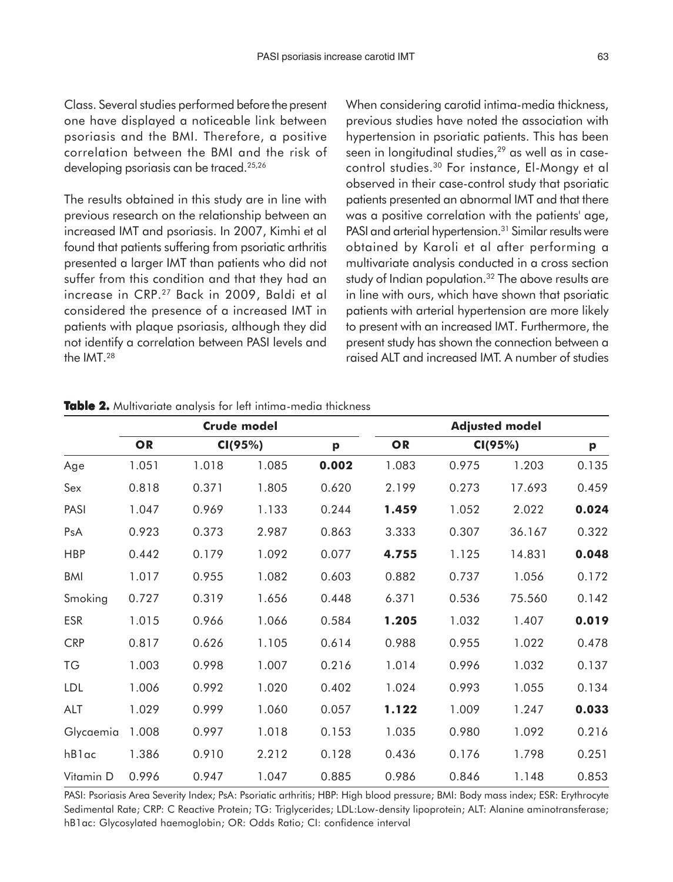Class. Several studies performed before the present one have displayed a noticeable link between psoriasis and the BMI. Therefore, a positive correlation between the BMI and the risk of developing psoriasis can be traced.[25,26]

The results obtained in this study are in line with previous research on the relationship between an increased IMT and psoriasis. In 2007, Kimhi et al found that patients suffering from psoriatic arthritis presented a larger IMT than patients who did not suffer from this condition and that they had an increase in CRP.[27] Back in 2009, Baldi et al considered the presence of a increased IMT in patients with plaque psoriasis, although they did not identify a correlation between PASI levels and the IMT.[28]

When considering carotid intima-media thickness, previous studies have noted the association with hypertension in psoriatic patients. This has been seen in longitudinal studies,[29] as well as in case-control studies.[30] For instance, El-Mongy et al observed in their case-control study that psoriatic patients presented an abnormal IMT and that there was a positive correlation with the patients' age, PASI and arterial hypertension.[31] Similar results were obtained by Karoli et al after performing a multivariate analysis conducted in a cross section study of Indian population.[32] The above results are in line with ours, which have shown that psoriatic patients with arterial hypertension are more likely to present with an increased IMT. Furthermore, the present study has shown the connection between a raised ALT and increased IMT. A number of studies

**Table 2.** Multivariate analysis for left intima-media thickness

| | Crude model | | | | Adjusted model | | | |
|---|---|---|---|---|---|---|---|---|
| | **OR** | **CI(95%)** | | **p** | **OR** | **CI(95%)** | | **p** |
| Age | 1.051 | 1.018 | 1.085 | **0.002** | 1.083 | 0.975 | 1.203 | 0.135 |
| Sex | 0.818 | 0.371 | 1.805 | 0.620 | 2.199 | 0.273 | 17.693 | 0.459 |
| PASI | 1.047 | 0.969 | 1.133 | 0.244 | **1.459** | 1.052 | 2.022 | **0.024** |
| PsA | 0.923 | 0.373 | 2.987 | 0.863 | 3.333 | 0.307 | 36.167 | 0.322 |
| HBP | 0.442 | 0.179 | 1.092 | 0.077 | **4.755** | 1.125 | 14.831 | **0.048** |
| BMI | 1.017 | 0.955 | 1.082 | 0.603 | 0.882 | 0.737 | 1.056 | 0.172 |
| Smoking | 0.727 | 0.319 | 1.656 | 0.448 | 6.371 | 0.536 | 75.560 | 0.142 |
| ESR | 1.015 | 0.966 | 1.066 | 0.584 | **1.205** | 1.032 | 1.407 | **0.019** |
| CRP | 0.817 | 0.626 | 1.105 | 0.614 | 0.988 | 0.955 | 1.022 | 0.478 |
| TG | 1.003 | 0.998 | 1.007 | 0.216 | 1.014 | 0.996 | 1.032 | 0.137 |
| LDL | 1.006 | 0.992 | 1.020 | 0.402 | 1.024 | 0.993 | 1.055 | 0.134 |
| ALT | 1.029 | 0.999 | 1.060 | 0.057 | **1.122** | 1.009 | 1.247 | **0.033** |
| Glycaemia | 1.008 | 0.997 | 1.018 | 0.153 | 1.035 | 0.980 | 1.092 | 0.216 |
| hB1ac | 1.386 | 0.910 | 2.212 | 0.128 | 0.436 | 0.176 | 1.798 | 0.251 |
| Vitamin D | 0.996 | 0.947 | 1.047 | 0.885 | 0.986 | 0.846 | 1.148 | 0.853 |

PASI: Psoriasis Area Severity Index; PsA: Psoriatic arthritis; HBP: High blood pressure; BMI: Body mass index; ESR: Erythrocyte Sedimental Rate; CRP: C Reactive Protein; TG: Triglycerides; LDL:Low-density lipoprotein; ALT: Alanine aminotransferase; hB1ac: Glycosylated haemoglobin; OR: Odds Ratio; CI: confidence interval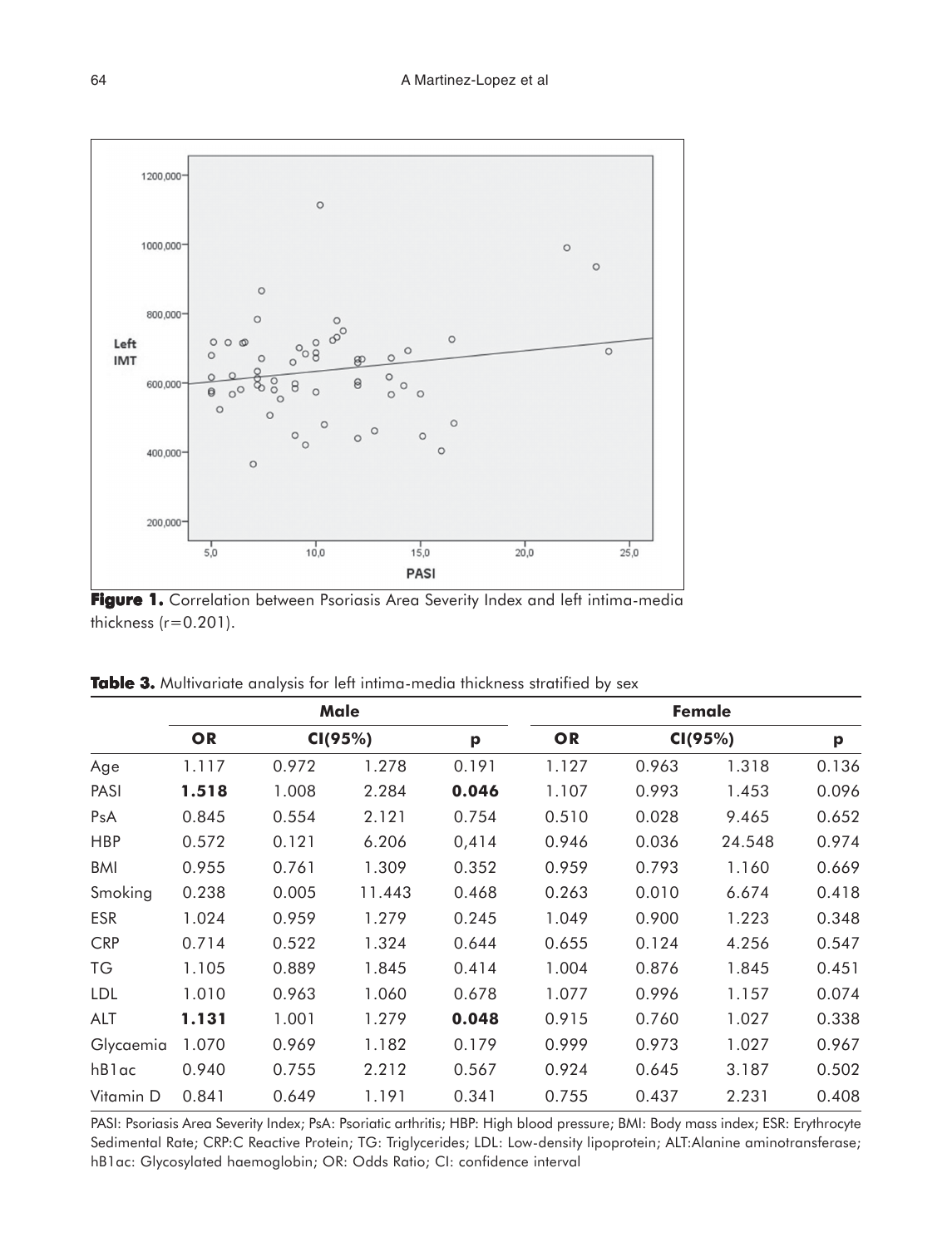**Figure 1.** Correlation between Psoriasis Area Severity Index and left intima-media thickness (r=0.201).

**Table 3.** Multivariate analysis for left intima-media thickness stratified by sex

| | Male | | | | Female | | | |
|---|---|---|---|---|---|---|---|---|
| | OR | CI(95%) | | p | OR | CI(95%) | | p |
| Age | 1.117 | 0.972 | 1.278 | 0.191 | 1.127 | 0.963 | 1.318 | 0.136 |
| PASI | **1.518** | 1.008 | 2.284 | **0.046** | 1.107 | 0.993 | 1.453 | 0.096 |
| PsA | 0.845 | 0.554 | 2.121 | 0.754 | 0.510 | 0.028 | 9.465 | 0.652 |
| HBP | 0.572 | 0.121 | 6.206 | 0,414 | 0.946 | 0.036 | 24.548 | 0.974 |
| BMI | 0.955 | 0.761 | 1.309 | 0.352 | 0.959 | 0.793 | 1.160 | 0.669 |
| Smoking | 0.238 | 0.005 | 11.443 | 0.468 | 0.263 | 0.010 | 6.674 | 0.418 |
| ESR | 1.024 | 0.959 | 1.279 | 0.245 | 1.049 | 0.900 | 1.223 | 0.348 |
| CRP | 0.714 | 0.522 | 1.324 | 0.644 | 0.655 | 0.124 | 4.256 | 0.547 |
| TG | 1.105 | 0.889 | 1.845 | 0.414 | 1.004 | 0.876 | 1.845 | 0.451 |
| LDL | 1.010 | 0.963 | 1.060 | 0.678 | 1.077 | 0.996 | 1.157 | 0.074 |
| ALT | **1.131** | 1.001 | 1.279 | **0.048** | 0.915 | 0.760 | 1.027 | 0.338 |
| Glycaemia | 1.070 | 0.969 | 1.182 | 0.179 | 0.999 | 0.973 | 1.027 | 0.967 |
| hB1ac | 0.940 | 0.755 | 2.212 | 0.567 | 0.924 | 0.645 | 3.187 | 0.502 |
| Vitamin D | 0.841 | 0.649 | 1.191 | 0.341 | 0.755 | 0.437 | 2.231 | 0.408 |

PASI: Psoriasis Area Severity Index; PsA: Psoriatic arthritis; HBP: High blood pressure; BMI: Body mass index; ESR: Erythrocyte Sedimental Rate; CRP:C Reactive Protein; TG: Triglycerides; LDL: Low-density lipoprotein; ALT:Alanine aminotransferase; hB1ac: Glycosylated haemoglobin; OR: Odds Ratio; CI: confidence interval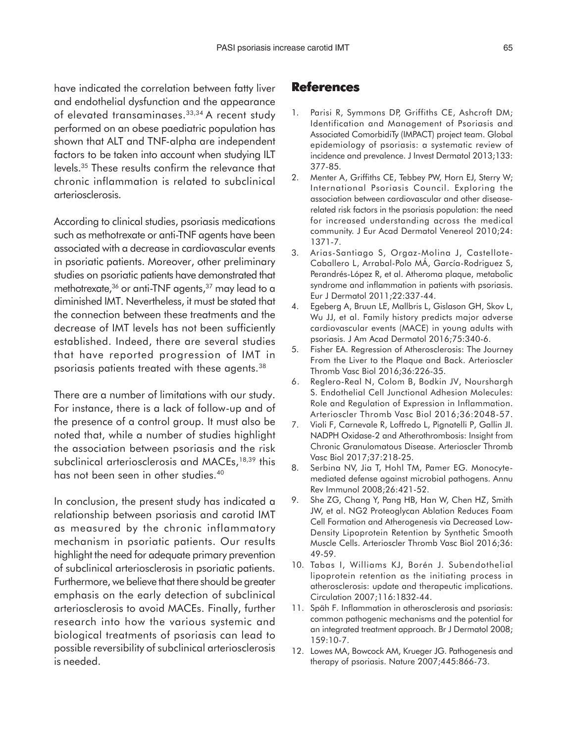have indicated the correlation between fatty liver and endothelial dysfunction and the appearance of elevated transaminases.[33,34] A recent study performed on an obese paediatric population has shown that ALT and TNF-alpha are independent factors to be taken into account when studying ILT levels.[35] These results confirm the relevance that chronic inflammation is related to subclinical arteriosclerosis.

According to clinical studies, psoriasis medications such as methotrexate or anti-TNF agents have been associated with a decrease in cardiovascular events in psoriatic patients. Moreover, other preliminary studies on psoriatic patients have demonstrated that methotrexate,[36] or anti-TNF agents,[37] may lead to a diminished IMT. Nevertheless, it must be stated that the connection between these treatments and the decrease of IMT levels has not been sufficiently established. Indeed, there are several studies that have reported progression of IMT in psoriasis patients treated with these agents.[38]

There are a number of limitations with our study. For instance, there is a lack of follow-up and of the presence of a control group. It must also be noted that, while a number of studies highlight the association between psoriasis and the risk subclinical arteriosclerosis and MACEs,[18,39] this has not been seen in other studies.[40]

In conclusion, the present study has indicated a relationship between psoriasis and carotid IMT as measured by the chronic inflammatory mechanism in psoriatic patients. Our results highlight the need for adequate primary prevention of subclinical arteriosclerosis in psoriatic patients. Furthermore, we believe that there should be greater emphasis on the early detection of subclinical arteriosclerosis to avoid MACEs. Finally, further research into how the various systemic and biological treatments of psoriasis can lead to possible reversibility of subclinical arteriosclerosis is needed.

## References

1. Parisi R, Symmons DP, Griffiths CE, Ashcroft DM; Identification and Management of Psoriasis and Associated ComorbidiTy (IMPACT) project team. Global epidemiology of psoriasis: a systematic review of incidence and prevalence. J Invest Dermatol 2013;133: 377-85.
2. Menter A, Griffiths CE, Tebbey PW, Horn EJ, Sterry W; International Psoriasis Council. Exploring the association between cardiovascular and other disease-related risk factors in the psoriasis population: the need for increased understanding across the medical community. J Eur Acad Dermatol Venereol 2010;24: 1371-7.
3. Arias-Santiago S, Orgaz-Molina J, Castellote-Caballero L, Arrabal-Polo MÁ, García-Rodriguez S, Perandrés-López R, et al. Atheroma plaque, metabolic syndrome and inflammation in patients with psoriasis. Eur J Dermatol 2011;22:337-44.
4. Egeberg A, Bruun LE, Mallbris L, Gislason GH, Skov L, Wu JJ, et al. Family history predicts major adverse cardiovascular events (MACE) in young adults with psoriasis. J Am Acad Dermatol 2016;75:340-6.
5. Fisher EA. Regression of Atherosclerosis: The Journey From the Liver to the Plaque and Back. Arterioscler Thromb Vasc Biol 2016;36:226-35.
6. Reglero-Real N, Colom B, Bodkin JV, Nourshargh S. Endothelial Cell Junctional Adhesion Molecules: Role and Regulation of Expression in Inflammation. Arterioscler Thromb Vasc Biol 2016;36:2048-57.
7. Violi F, Carnevale R, Loffredo L, Pignatelli P, Gallin JI. NADPH Oxidase-2 and Atherothrombosis: Insight from Chronic Granulomatous Disease. Arterioscler Thromb Vasc Biol 2017;37:218-25.
8. Serbina NV, Jia T, Hohl TM, Pamer EG. Monocyte-mediated defense against microbial pathogens. Annu Rev Immunol 2008;26:421-52.
9. She ZG, Chang Y, Pang HB, Han W, Chen HZ, Smith JW, et al. NG2 Proteoglycan Ablation Reduces Foam Cell Formation and Atherogenesis via Decreased Low-Density Lipoprotein Retention by Synthetic Smooth Muscle Cells. Arterioscler Thromb Vasc Biol 2016;36: 49-59.
10. Tabas I, Williams KJ, Borén J. Subendothelial lipoprotein retention as the initiating process in atherosclerosis: update and therapeutic implications. Circulation 2007;116:1832-44.
11. Späh F. Inflammation in atherosclerosis and psoriasis: common pathogenic mechanisms and the potential for an integrated treatment approach. Br J Dermatol 2008; 159:10-7.
12. Lowes MA, Bowcock AM, Krueger JG. Pathogenesis and therapy of psoriasis. Nature 2007;445:866-73.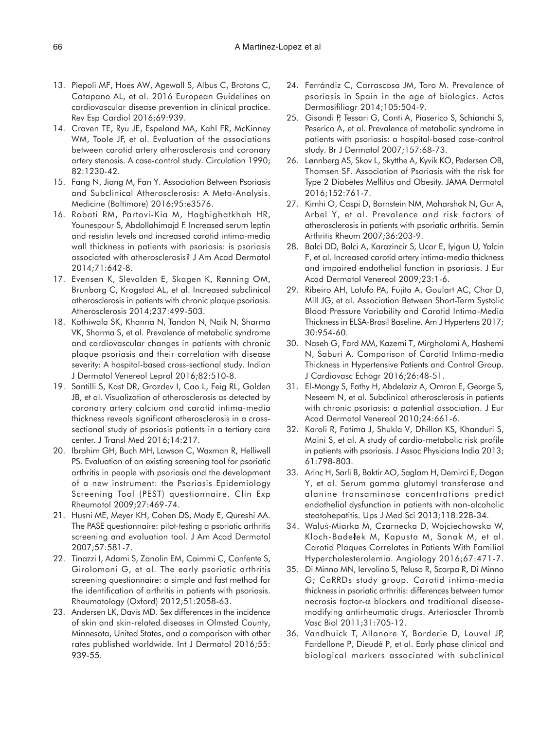13. Piepoli MF, Hoes AW, Agewall S, Albus C, Brotons C, Catapano AL, et al. 2016 European Guidelines on cardiovascular disease prevention in clinical practice. Rev Esp Cardiol 2016;69:939.
14. Craven TE, Ryu JE, Espeland MA, Kahl FR, McKinney WM, Toole JF, et al. Evaluation of the associations between carotid artery atherosclerosis and coronary artery stenosis. A case-control study. Circulation 1990; 82:1230-42.
15. Fang N, Jiang M, Fan Y. Association Between Psoriasis and Subclinical Atherosclerosis: A Meta-Analysis. Medicine (Baltimore) 2016;95:e3576.
16. Robati RM, Partovi-Kia M, Haghighatkhah HR, Younespour S, Abdollahimajd F. Increased serum leptin and resistin levels and increased carotid intima-media wall thickness in patients with psoriasis: is psoriasis associated with atherosclerosis? J Am Acad Dermatol 2014;71:642-8.
17. Evensen K, Slevolden E, Skagen K, Rønning OM, Brunborg C, Krogstad AL, et al. Increased subclinical atherosclerosis in patients with chronic plaque psoriasis. Atherosclerosis 2014;237:499-503.
18. Kothiwala SK, Khanna N, Tandon N, Naik N, Sharma VK, Sharma S, et al. Prevalence of metabolic syndrome and cardiovascular changes in patients with chronic plaque psoriasis and their correlation with disease severity: A hospital-based cross-sectional study. Indian J Dermatol Venereol Leprol 2016;82:510-8.
19. Santilli S, Kast DR, Grozdev I, Cao L, Feig RL, Golden JB, et al. Visualization of atherosclerosis as detected by coronary artery calcium and carotid intima-media thickness reveals significant atherosclerosis in a cross-sectional study of psoriasis patients in a tertiary care center. J Transl Med 2016;14:217.
20. Ibrahim GH, Buch MH, Lawson C, Waxman R, Helliwell PS. Evaluation of an existing screening tool for psoriatic arthritis in people with psoriasis and the development of a new instrument: the Psoriasis Epidemiology Screening Tool (PEST) questionnaire. Clin Exp Rheumatol 2009;27:469-74.
21. Husni ME, Meyer KH, Cohen DS, Mody E, Qureshi AA. The PASE questionnaire: pilot-testing a psoriatic arthritis screening and evaluation tool. J Am Acad Dermatol 2007;57:581-7.
22. Tinazzi I, Adami S, Zanolin EM, Caimmi C, Confente S, Girolomoni G, et al. The early psoriatic arthritis screening questionnaire: a simple and fast method for the identification of arthritis in patients with psoriasis. Rheumatology (Oxford) 2012;51:2058-63.
23. Andersen LK, Davis MD. Sex differences in the incidence of skin and skin-related diseases in Olmsted County, Minnesota, United States, and a comparison with other rates published worldwide. Int J Dermatol 2016;55: 939-55.
24. Ferrándiz C, Carrascosa JM, Toro M. Prevalence of psoriasis in Spain in the age of biologics. Actas Dermosifiliogr 2014;105:504-9.
25. Gisondi P, Tessari G, Conti A, Piaserico S, Schianchi S, Peserico A, et al. Prevalence of metabolic syndrome in patients with psoriasis: a hospital-based case-control study. Br J Dermatol 2007;157:68-73.
26. Lønnberg AS, Skov L, Skytthe A, Kyvik KO, Pedersen OB, Thomsen SF. Association of Psoriasis with the risk for Type 2 Diabetes Mellitus and Obesity. JAMA Dermatol 2016;152:761-7.
27. Kimhi O, Caspi D, Bornstein NM, Maharshak N, Gur A, Arbel Y, et al. Prevalence and risk factors of atherosclerosis in patients with psoriatic arthritis. Semin Arthritis Rheum 2007;36:203-9.
28. Balci DD, Balci A, Karazincir S, Ucar E, Iyigun U, Yalcin F, et al. Increased carotid artery intima-media thickness and impaired endothelial function in psoriasis. J Eur Acad Dermatol Venereol 2009;23:1-6.
29. Ribeiro AH, Lotufo PA, Fujita A, Goulart AC, Chor D, Mill JG, et al. Association Between Short-Term Systolic Blood Pressure Variability and Carotid Intima-Media Thickness in ELSA-Brasil Baseline. Am J Hypertens 2017; 30:954-60.
30. Naseh G, Fard MM, Kazemi T, Mirgholami A, Hashemi N, Saburi A. Comparison of Carotid Intima-media Thickness in Hypertensive Patients and Control Group. J Cardiovasc Echogr 2016;26:48-51.
31. El-Mongy S, Fathy H, Abdelaziz A, Omran E, George S, Neseem N, et al. Subclinical atherosclerosis in patients with chronic psoriasis: a potential association. J Eur Acad Dermatol Venereol 2010;24:661-6.
32. Karoli R, Fatima J, Shukla V, Dhillon KS, Khanduri S, Maini S, et al. A study of cardio-metabolic risk profile in patients with psoriasis. J Assoc Physicians India 2013; 61:798-803.
33. Arinc H, Sarli B, Baktir AO, Saglam H, Demirci E, Dogan Y, et al. Serum gamma glutamyl transferase and alanine transaminase concentrations predict endothelial dysfunction in patients with non-alcoholic steatohepatitis. Ups J Med Sci 2013;118:228-34.
34. Waluś-Miarka M, Czarnecka D, Wojciechowska W, Kloch-Badełek M, Kapusta M, Sanak M, et al. Carotid Plaques Correlates in Patients With Familial Hypercholesterolemia. Angiology 2016;67:471-7.
35. Di Minno MN, Iervolino S, Peluso R, Scarpa R, Di Minno G; CaRRDs study group. Carotid intima-media thickness in psoriatic arthritis: differences between tumor necrosis factor-α blockers and traditional disease-modifying antirheumatic drugs. Arterioscler Thromb Vasc Biol 2011;31:705-12.
36. Vandhuick T, Allanore Y, Borderie D, Louvel JP, Fardellone P, Dieudé P, et al. Early phase clinical and biological markers associated with subclinical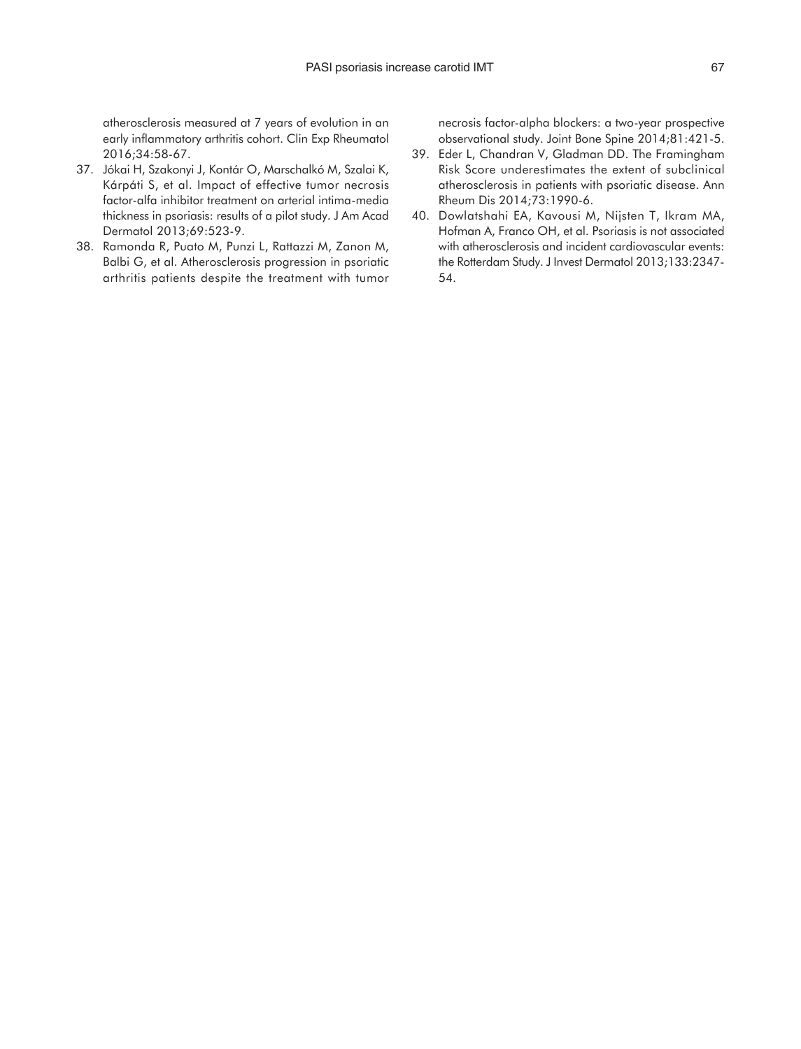atherosclerosis measured at 7 years of evolution in an early inflammatory arthritis cohort. Clin Exp Rheumatol 2016;34:58-67.

37. Jókai H, Szakonyi J, Kontár O, Marschalkó M, Szalai K, Kárpáti S, et al. Impact of effective tumor necrosis factor-alfa inhibitor treatment on arterial intima-media thickness in psoriasis: results of a pilot study. J Am Acad Dermatol 2013;69:523-9.
38. Ramonda R, Puato M, Punzi L, Rattazzi M, Zanon M, Balbi G, et al. Atherosclerosis progression in psoriatic arthritis patients despite the treatment with tumor necrosis factor-alpha blockers: a two-year prospective observational study. Joint Bone Spine 2014;81:421-5.
39. Eder L, Chandran V, Gladman DD. The Framingham Risk Score underestimates the extent of subclinical atherosclerosis in patients with psoriatic disease. Ann Rheum Dis 2014;73:1990-6.
40. Dowlatshahi EA, Kavousi M, Nijsten T, Ikram MA, Hofman A, Franco OH, et al. Psoriasis is not associated with atherosclerosis and incident cardiovascular events: the Rotterdam Study. J Invest Dermatol 2013;133:2347-54.